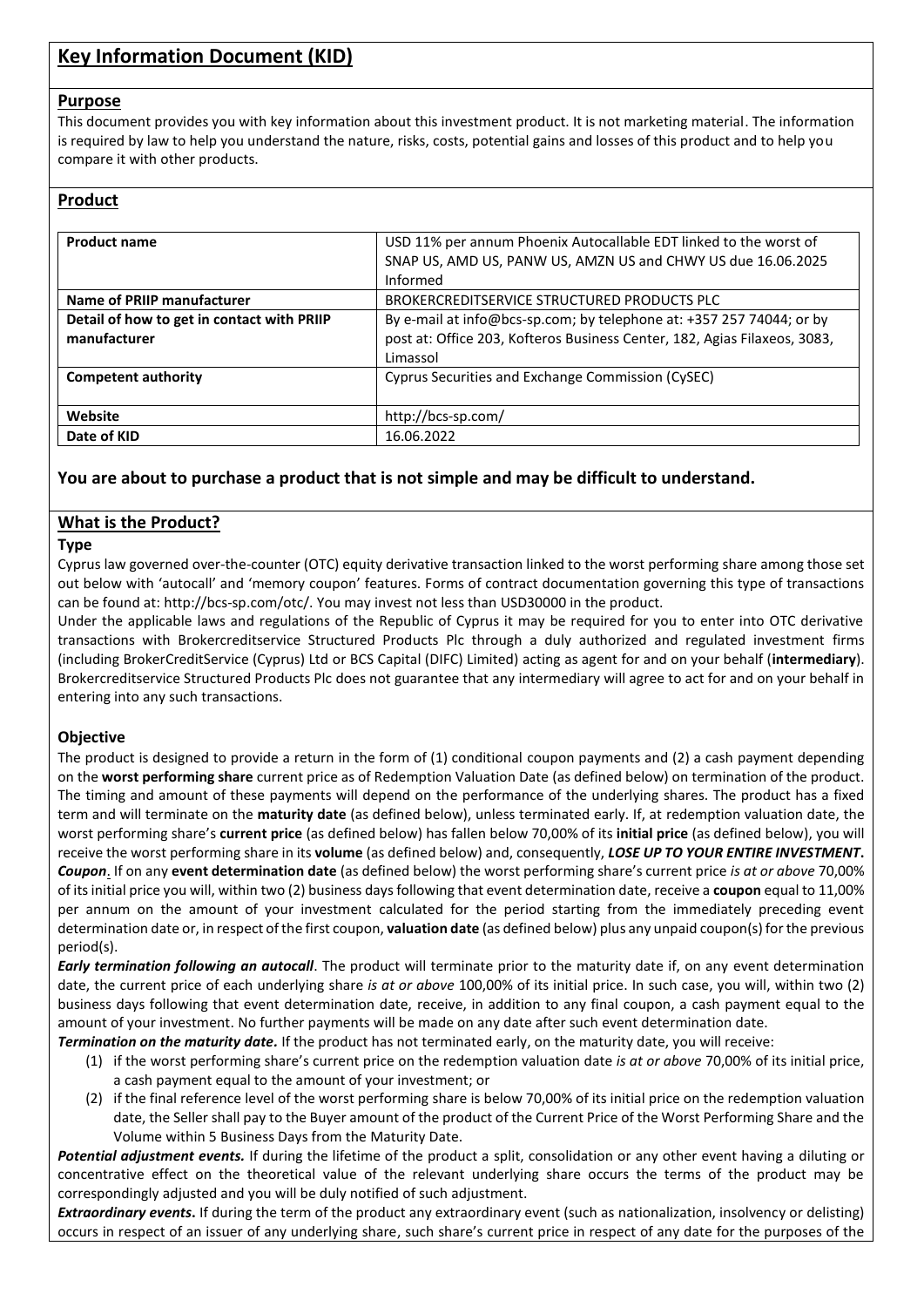## Key Information Document (KID)

### Purpose

This document provides you with key information about this investment product. It is not marketing material. The information is required by law to help you understand the nature, risks, costs, potential gains and losses of this product and to help you compare it with other products.

### Product

| **Product name** | USD 11% per annum Phoenix Autocallable EDT linked to the worst of SNAP US, AMD US, PANW US, AMZN US and CHWY US due 16.06.2025 Informed |
|---|---|
| **Name of PRIIP manufacturer** | BROKERCREDITSERVICE STRUCTURED PRODUCTS PLC |
| **Detail of how to get in contact with PRIIP manufacturer** | By e-mail at info@bcs-sp.com; by telephone at: +357 257 74044; or by post at: Office 203, Kofteros Business Center, 182, Agias Filaxeos, 3083, Limassol |
| **Competent authority** | Cyprus Securities and Exchange Commission (CySEC) |
| **Website** | http://bcs-sp.com/ |
| **Date of KID** | 16.06.2022 |

**You are about to purchase a product that is not simple and may be difficult to understand.**

### What is the Product?

**Type**

Cyprus law governed over-the-counter (OTC) equity derivative transaction linked to the worst performing share among those set out below with 'autocall' and 'memory coupon' features. Forms of contract documentation governing this type of transactions can be found at: http://bcs-sp.com/otc/. You may invest not less than USD30000 in the product.

Under the applicable laws and regulations of the Republic of Cyprus it may be required for you to enter into OTC derivative transactions with Brokercreditservice Structured Products Plc through a duly authorized and regulated investment firms (including BrokerCreditService (Cyprus) Ltd or BCS Capital (DIFC) Limited) acting as agent for and on your behalf (**intermediary**). Brokercreditservice Structured Products Plc does not guarantee that any intermediary will agree to act for and on your behalf in entering into any such transactions.

**Objective**

The product is designed to provide a return in the form of (1) conditional coupon payments and (2) a cash payment depending on the **worst performing share** current price as of Redemption Valuation Date (as defined below) on termination of the product. The timing and amount of these payments will depend on the performance of the underlying shares. The product has a fixed term and will terminate on the **maturity date** (as defined below), unless terminated early. If, at redemption valuation date, the worst performing share's **current price** (as defined below) has fallen below 70,00% of its **initial price** (as defined below), you will receive the worst performing share in its **volume** (as defined below) and, consequently, ***LOSE UP TO YOUR ENTIRE INVESTMENT***.

***Coupon***. If on any **event determination date** (as defined below) the worst performing share's current price *is at or above* 70,00% of its initial price you will, within two (2) business days following that event determination date, receive a **coupon** equal to 11,00% per annum on the amount of your investment calculated for the period starting from the immediately preceding event determination date or, in respect of the first coupon, **valuation date** (as defined below) plus any unpaid coupon(s) for the previous period(s).

***Early termination following an autocall***. The product will terminate prior to the maturity date if, on any event determination date, the current price of each underlying share *is at or above* 100,00% of its initial price. In such case, you will, within two (2) business days following that event determination date, receive, in addition to any final coupon, a cash payment equal to the amount of your investment. No further payments will be made on any date after such event determination date.

***Termination on the maturity date.*** If the product has not terminated early, on the maturity date, you will receive:

1. if the worst performing share's current price on the redemption valuation date *is at or above* 70,00% of its initial price, a cash payment equal to the amount of your investment; or
2. if the final reference level of the worst performing share is below 70,00% of its initial price on the redemption valuation date, the Seller shall pay to the Buyer amount of the product of the Current Price of the Worst Performing Share and the Volume within 5 Business Days from the Maturity Date.

***Potential adjustment events.*** If during the lifetime of the product a split, consolidation or any other event having a diluting or concentrative effect on the theoretical value of the relevant underlying share occurs the terms of the product may be correspondingly adjusted and you will be duly notified of such adjustment.

***Extraordinary events.*** If during the term of the product any extraordinary event (such as nationalization, insolvency or delisting) occurs in respect of an issuer of any underlying share, such share's current price in respect of any date for the purposes of the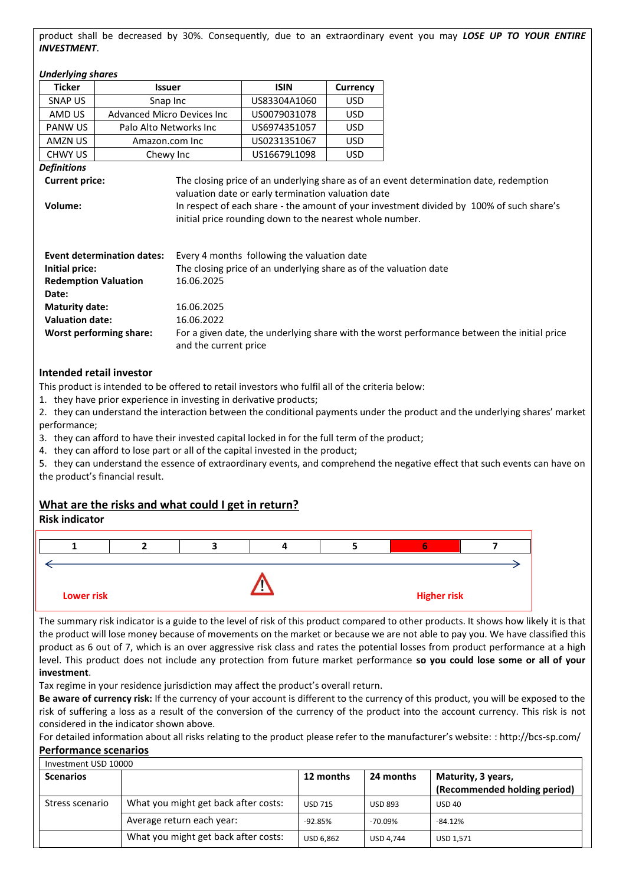product shall be decreased by 30%. Consequently, due to an extraordinary event you may ***LOSE UP TO YOUR ENTIRE INVESTMENT***.

***Underlying shares***

| Ticker | Issuer | ISIN | Currency |
|---|---|---|---|
| SNAP US | Snap Inc | US83304A1060 | USD |
| AMD US | Advanced Micro Devices Inc | US0079031078 | USD |
| PANW US | Palo Alto Networks Inc | US6974351057 | USD |
| AMZN US | Amazon.com Inc | US0231351067 | USD |
| CHWY US | Chewy Inc | US16679L1098 | USD |

***Definitions***

| | |
|---|---|
| **Current price:** | The closing price of an underlying share as of an event determination date, redemption valuation date or early termination valuation date |
| **Volume:** | In respect of each share - the amount of your investment divided by 100% of such share's initial price rounding down to the nearest whole number. |
| **Event determination dates:** | Every 4 months following the valuation date |
| **Initial price:** | The closing price of an underlying share as of the valuation date |
| **Redemption Valuation Date:** | 16.06.2025 |
| **Maturity date:** | 16.06.2025 |
| **Valuation date:** | 16.06.2022 |
| **Worst performing share:** | For a given date, the underlying share with the worst performance between the initial price and the current price |

## Intended retail investor

This product is intended to be offered to retail investors who fulfil all of the criteria below:

1. they have prior experience in investing in derivative products;
2. they can understand the interaction between the conditional payments under the product and the underlying shares' market performance;
3. they can afford to have their invested capital locked in for the full term of the product;
4. they can afford to lose part or all of the capital invested in the product;
5. they can understand the essence of extraordinary events, and comprehend the negative effect that such events can have on the product's financial result.

## What are the risks and what could I get in return?

### Risk indicator

| 1 | 2 | 3 | 4 | 5 | 6 | 7 |
|---|---|---|---|---|---|---|

Lower risk — Higher risk

The summary risk indicator is a guide to the level of risk of this product compared to other products. It shows how likely it is that the product will lose money because of movements on the market or because we are not able to pay you. We have classified this product as 6 out of 7, which is an over aggressive risk class and rates the potential losses from product performance at a high level. This product does not include any protection from future market performance **so you could lose some or all of your investment**.

Tax regime in your residence jurisdiction may affect the product's overall return.

**Be aware of currency risk:** If the currency of your account is different to the currency of this product, you will be exposed to the risk of suffering a loss as a result of the conversion of the currency of the product into the account currency. This risk is not considered in the indicator shown above.

For detailed information about all risks relating to the product please refer to the manufacturer's website: : http://bcs-sp.com/

### Performance scenarios

| Investment USD 10000 | | | | |
|---|---|---|---|---|
| **Scenarios** | | **12 months** | **24 months** | **Maturity, 3 years, (Recommended holding period)** |
| Stress scenario | What you might get back after costs: | USD 715 | USD 893 | USD 40 |
| | Average return each year: | -92.85% | -70.09% | -84.12% |
| | What you might get back after costs: | USD 6,862 | USD 4,744 | USD 1,571 |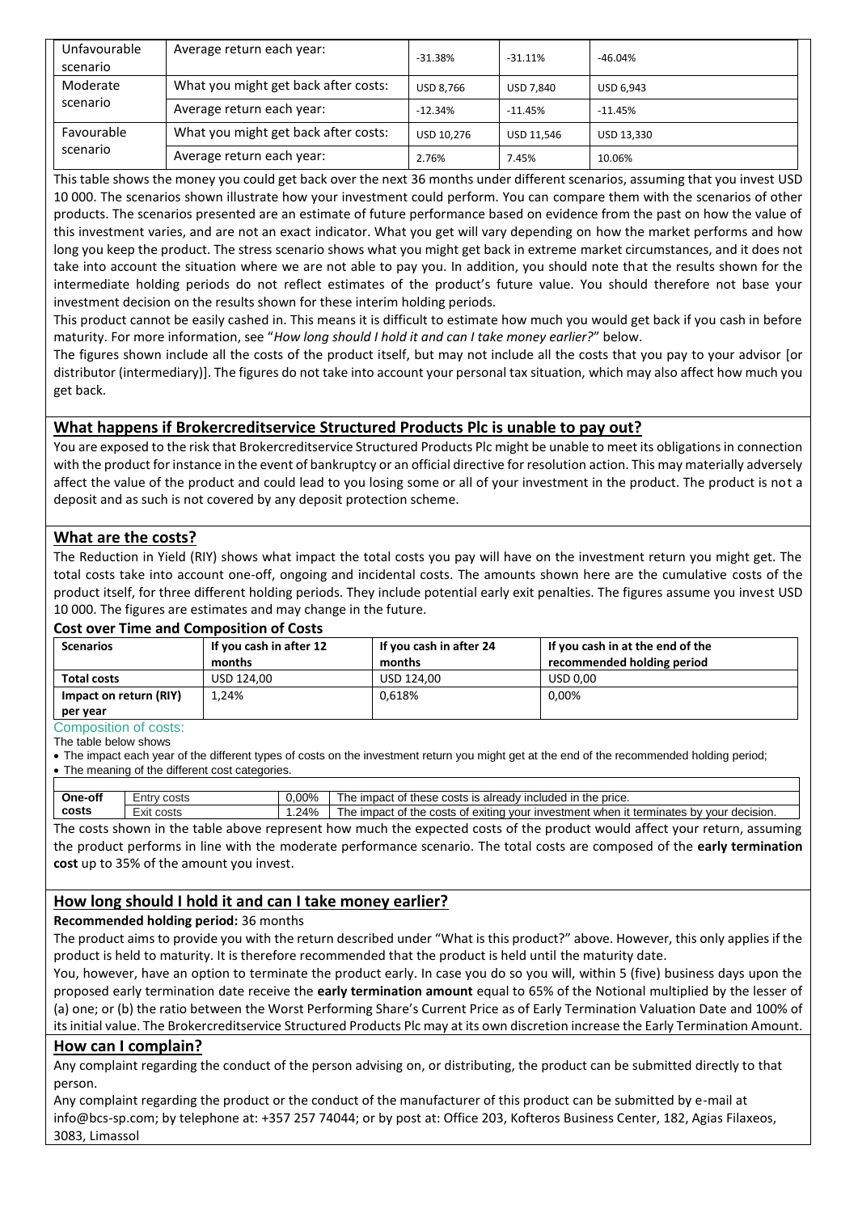| | | | | |
|---|---|---|---|---|
| Unfavourable scenario | Average return each year: | -31.38% | -31.11% | -46.04% |
| Moderate scenario | What you might get back after costs: | USD 8,766 | USD 7,840 | USD 6,943 |
| | Average return each year: | -12.34% | -11.45% | -11.45% |
| Favourable scenario | What you might get back after costs: | USD 10,276 | USD 11,546 | USD 13,330 |
| | Average return each year: | 2.76% | 7.45% | 10.06% |

This table shows the money you could get back over the next 36 months under different scenarios, assuming that you invest USD 10 000. The scenarios shown illustrate how your investment could perform. You can compare them with the scenarios of other products. The scenarios presented are an estimate of future performance based on evidence from the past on how the value of this investment varies, and are not an exact indicator. What you get will vary depending on how the market performs and how long you keep the product. The stress scenario shows what you might get back in extreme market circumstances, and it does not take into account the situation where we are not able to pay you. In addition, you should note that the results shown for the intermediate holding periods do not reflect estimates of the product's future value. You should therefore not base your investment decision on the results shown for these interim holding periods.

This product cannot be easily cashed in. This means it is difficult to estimate how much you would get back if you cash in before maturity. For more information, see "*How long should I hold it and can I take money earlier?*" below.

The figures shown include all the costs of the product itself, but may not include all the costs that you pay to your advisor [or distributor (intermediary)]. The figures do not take into account your personal tax situation, which may also affect how much you get back.

## What happens if Brokercreditservice Structured Products Plc is unable to pay out?

You are exposed to the risk that Brokercreditservice Structured Products Plc might be unable to meet its obligations in connection with the product for instance in the event of bankruptcy or an official directive for resolution action. This may materially adversely affect the value of the product and could lead to you losing some or all of your investment in the product. The product is not a deposit and as such is not covered by any deposit protection scheme.

## What are the costs?

The Reduction in Yield (RIY) shows what impact the total costs you pay will have on the investment return you might get. The total costs take into account one-off, ongoing and incidental costs. The amounts shown here are the cumulative costs of the product itself, for three different holding periods. They include potential early exit penalties. The figures assume you invest USD 10 000. The figures are estimates and may change in the future.

**Cost over Time and Composition of Costs**

| Scenarios | If you cash in after 12 months | If you cash in after 24 months | If you cash in at the end of the recommended holding period |
|---|---|---|---|
| **Total costs** | USD 124,00 | USD 124,00 | USD 0,00 |
| **Impact on return (RIY) per year** | 1,24% | 0,618% | 0,00% |

Composition of costs:

The table below shows

- The impact each year of the different types of costs on the investment return you might get at the end of the recommended holding period;
- The meaning of the different cost categories.

| | | | |
|---|---|---|---|
| **One-off costs** | Entry costs | 0,00% | The impact of these costs is already included in the price. |
| | Exit costs | 1.24% | The impact of the costs of exiting your investment when it terminates by your decision. |

The costs shown in the table above represent how much the expected costs of the product would affect your return, assuming the product performs in line with the moderate performance scenario. The total costs are composed of the **early termination cost** up to 35% of the amount you invest.

## How long should I hold it and can I take money earlier?

**Recommended holding period:** 36 months

The product aims to provide you with the return described under "What is this product?" above. However, this only applies if the product is held to maturity. It is therefore recommended that the product is held until the maturity date.

You, however, have an option to terminate the product early. In case you do so you will, within 5 (five) business days upon the proposed early termination date receive the **early termination amount** equal to 65% of the Notional multiplied by the lesser of (a) one; or (b) the ratio between the Worst Performing Share's Current Price as of Early Termination Valuation Date and 100% of its initial value. The Brokercreditservice Structured Products Plc may at its own discretion increase the Early Termination Amount.

## How can I complain?

Any complaint regarding the conduct of the person advising on, or distributing, the product can be submitted directly to that person.

Any complaint regarding the product or the conduct of the manufacturer of this product can be submitted by e-mail at info@bcs-sp.com; by telephone at: +357 257 74044; or by post at: Office 203, Kofteros Business Center, 182, Agias Filaxeos, 3083, Limassol